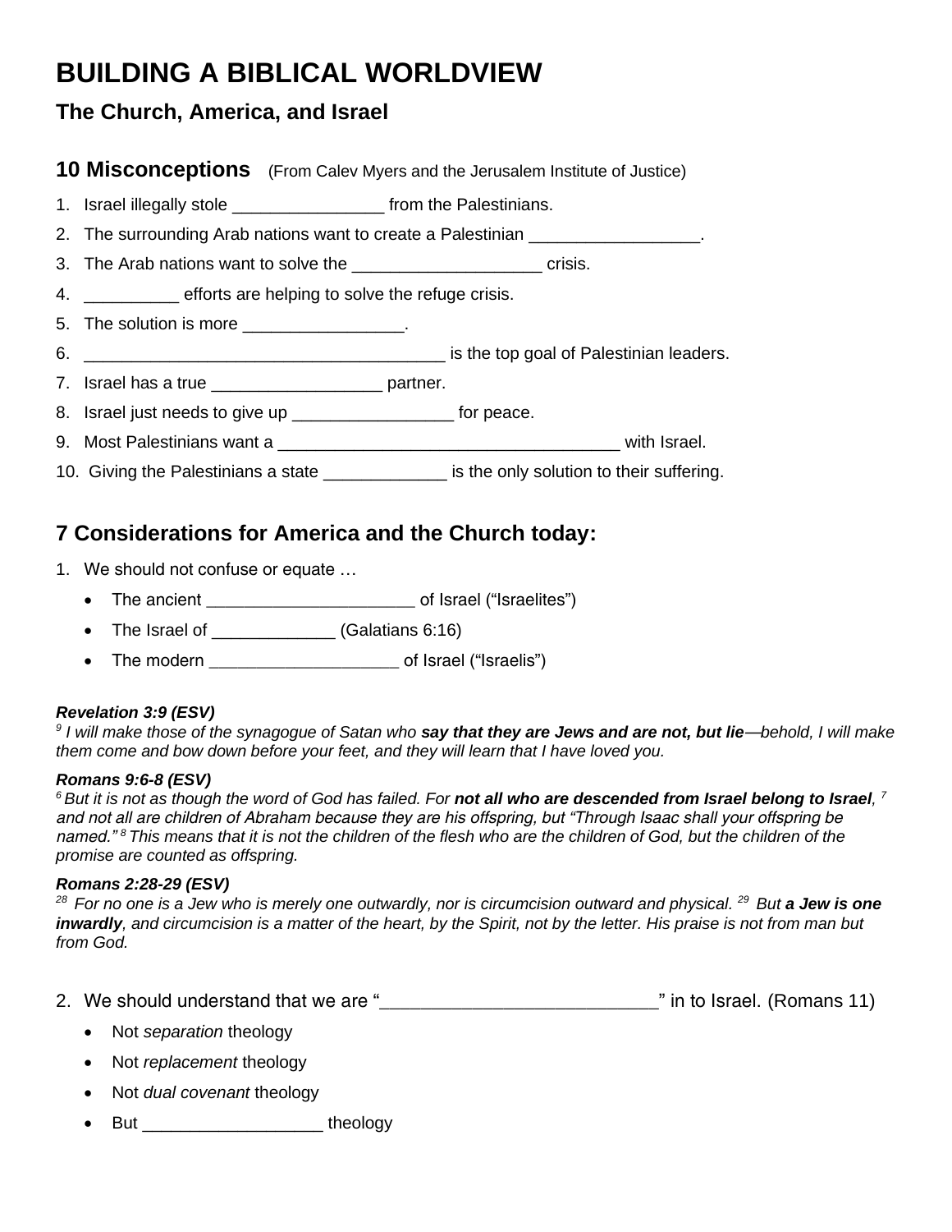# BUILDING A BIBLICAL WORLDVIEW

## The Church, America, and Israel

### 10 Misconceptions (From Calev Myers and the Jerusalem Institute of Justice)

1. Israel illegally stole ________________ from the Palestinians.
2. The surrounding Arab nations want to create a Palestinian __________________.
3. The Arab nations want to solve the ____________________ crisis.
4. __________ efforts are helping to solve the refuge crisis.
5. The solution is more _________________.
6. _______________________________________ is the top goal of Palestinian leaders.
7. Israel has a true __________________ partner.
8. Israel just needs to give up _________________ for peace.
9. Most Palestinians want a _____________________________________ with Israel.
10. Giving the Palestinians a state _____________ is the only solution to their suffering.

## 7 Considerations for America and the Church today:

1. We should not confuse or equate …
   - The ancient ______________________ of Israel ("Israelites")
   - The Israel of _____________ (Galatians 6:16)
   - The modern ____________________ of Israel ("Israelis")

***Revelation 3:9 (ESV)***
*[9] I will make those of the synagogue of Satan who **say that they are Jews and are not, but lie**—behold, I will make them come and bow down before your feet, and they will learn that I have loved you.*

***Romans 9:6-8 (ESV)***
*[6] But it is not as though the word of God has failed. For **not all who are descended from Israel belong to Israel**, [7] and not all are children of Abraham because they are his offspring, but "Through Isaac shall your offspring be named." [8] This means that it is not the children of the flesh who are the children of God, but the children of the promise are counted as offspring.*

***Romans 2:28-29 (ESV)***
*[28] For no one is a Jew who is merely one outwardly, nor is circumcision outward and physical. [29] But **a Jew is one inwardly**, and circumcision is a matter of the heart, by the Spirit, not by the letter. His praise is not from man but from God.*

2. We should understand that we are "___________________________" in to Israel. (Romans 11)
   - Not *separation* theology
   - Not *replacement* theology
   - Not *dual covenant* theology
   - But ___________________ theology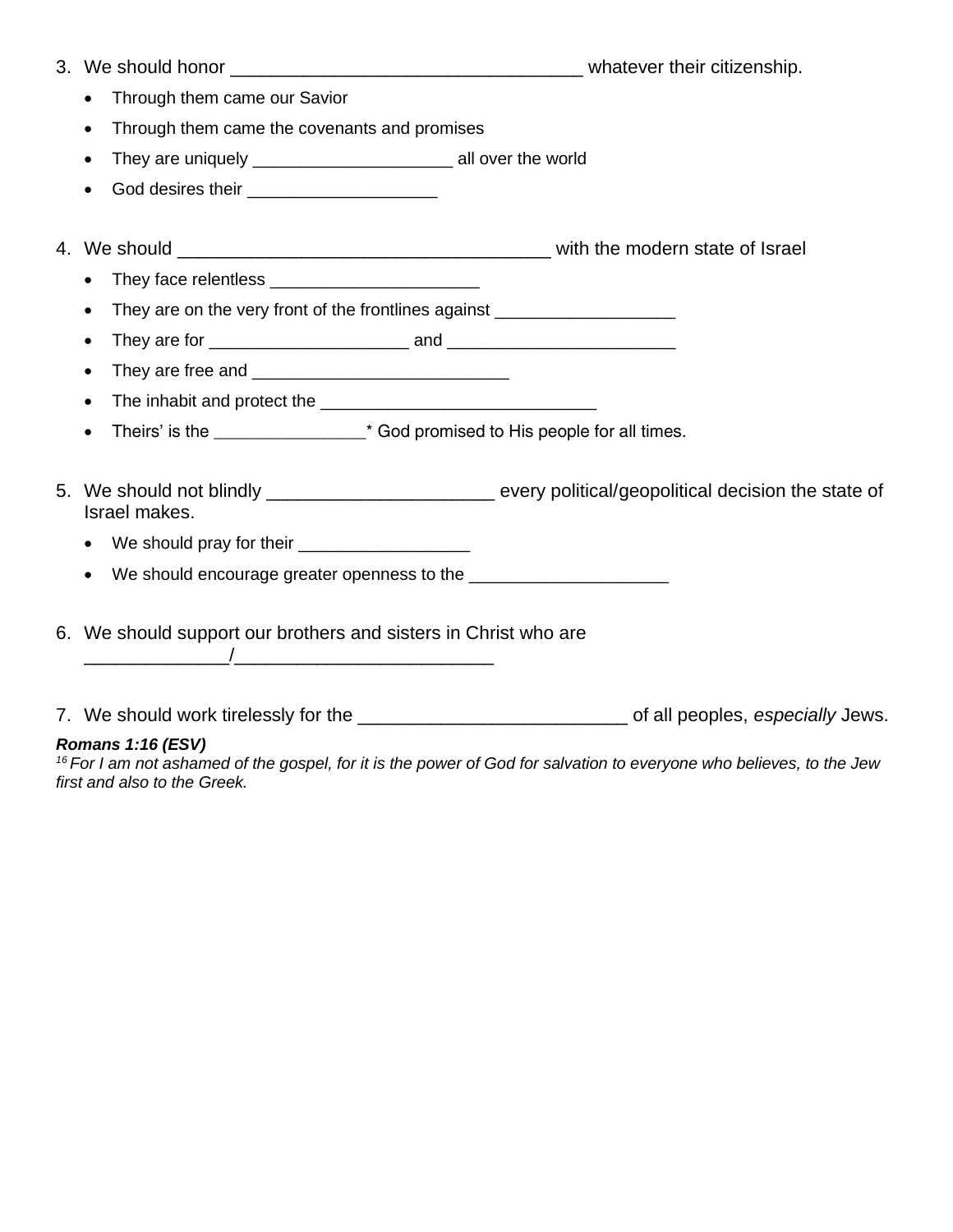3. We should honor __________________________________ whatever their citizenship.
    - Through them came our Savior
    - Through them came the covenants and promises
    - They are uniquely ____________________ all over the world
    - God desires their ___________________

4. We should ____________________________________ with the modern state of Israel
    - They face relentless _____________________
    - They are on the very front of the frontlines against __________________
    - They are for ____________________ and _______________________
    - They are free and __________________________
    - The inhabit and protect the ____________________________
    - Theirs' is the ________________* God promised to His people for all times.

5. We should not blindly ______________________ every political/geopolitical decision the state of Israel makes.
    - We should pray for their _________________
    - We should encourage greater openness to the ____________________

6. We should support our brothers and sisters in Christ who are ______________/_________________________

7. We should work tirelessly for the __________________________ of all peoples, *especially* Jews.

***Romans 1:16 (ESV)***
*[16] For I am not ashamed of the gospel, for it is the power of God for salvation to everyone who believes, to the Jew first and also to the Greek.*